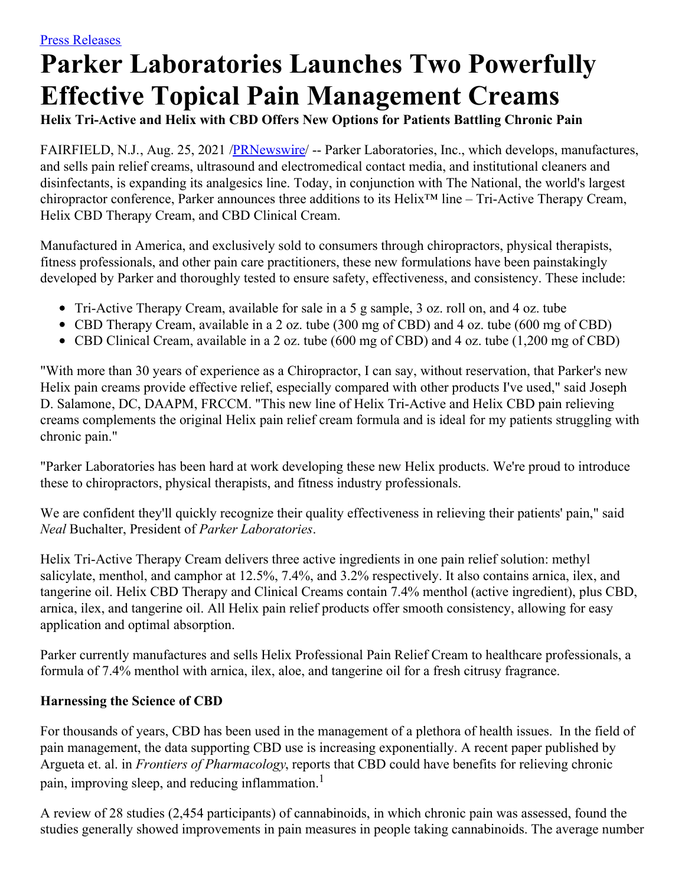[Press Releases](#)

# Parker Laboratories Launches Two Powerfully Effective Topical Pain Management Creams

**Helix Tri-Active and Helix with CBD Offers New Options for Patients Battling Chronic Pain**

FAIRFIELD, N.J., Aug. 25, 2021 /[PRNewswire](#)/ -- Parker Laboratories, Inc., which develops, manufactures, and sells pain relief creams, ultrasound and electromedical contact media, and institutional cleaners and disinfectants, is expanding its analgesics line. Today, in conjunction with The National, the world's largest chiropractor conference, Parker announces three additions to its Helix™ line – Tri-Active Therapy Cream, Helix CBD Therapy Cream, and CBD Clinical Cream.

Manufactured in America, and exclusively sold to consumers through chiropractors, physical therapists, fitness professionals, and other pain care practitioners, these new formulations have been painstakingly developed by Parker and thoroughly tested to ensure safety, effectiveness, and consistency. These include:

- Tri-Active Therapy Cream, available for sale in a 5 g sample, 3 oz. roll on, and 4 oz. tube
- CBD Therapy Cream, available in a 2 oz. tube (300 mg of CBD) and 4 oz. tube (600 mg of CBD)
- CBD Clinical Cream, available in a 2 oz. tube (600 mg of CBD) and 4 oz. tube (1,200 mg of CBD)

"With more than 30 years of experience as a Chiropractor, I can say, without reservation, that Parker's new Helix pain creams provide effective relief, especially compared with other products I've used," said Joseph D. Salamone, DC, DAAPM, FRCCM. "This new line of Helix Tri-Active and Helix CBD pain relieving creams complements the original Helix pain relief cream formula and is ideal for my patients struggling with chronic pain."

"Parker Laboratories has been hard at work developing these new Helix products. We're proud to introduce these to chiropractors, physical therapists, and fitness industry professionals.

We are confident they'll quickly recognize their quality effectiveness in relieving their patients' pain," said *Neal* Buchalter, President of *Parker Laboratories*.

Helix Tri-Active Therapy Cream delivers three active ingredients in one pain relief solution: methyl salicylate, menthol, and camphor at 12.5%, 7.4%, and 3.2% respectively. It also contains arnica, ilex, and tangerine oil. Helix CBD Therapy and Clinical Creams contain 7.4% menthol (active ingredient), plus CBD, arnica, ilex, and tangerine oil. All Helix pain relief products offer smooth consistency, allowing for easy application and optimal absorption.

Parker currently manufactures and sells Helix Professional Pain Relief Cream to healthcare professionals, a formula of 7.4% menthol with arnica, ilex, aloe, and tangerine oil for a fresh citrusy fragrance.

**Harnessing the Science of CBD**

For thousands of years, CBD has been used in the management of a plethora of health issues. In the field of pain management, the data supporting CBD use is increasing exponentially. A recent paper published by Argueta et. al. in *Frontiers of Pharmacology*, reports that CBD could have benefits for relieving chronic pain, improving sleep, and reducing inflammation.[1]

A review of 28 studies (2,454 participants) of cannabinoids, in which chronic pain was assessed, found the studies generally showed improvements in pain measures in people taking cannabinoids. The average number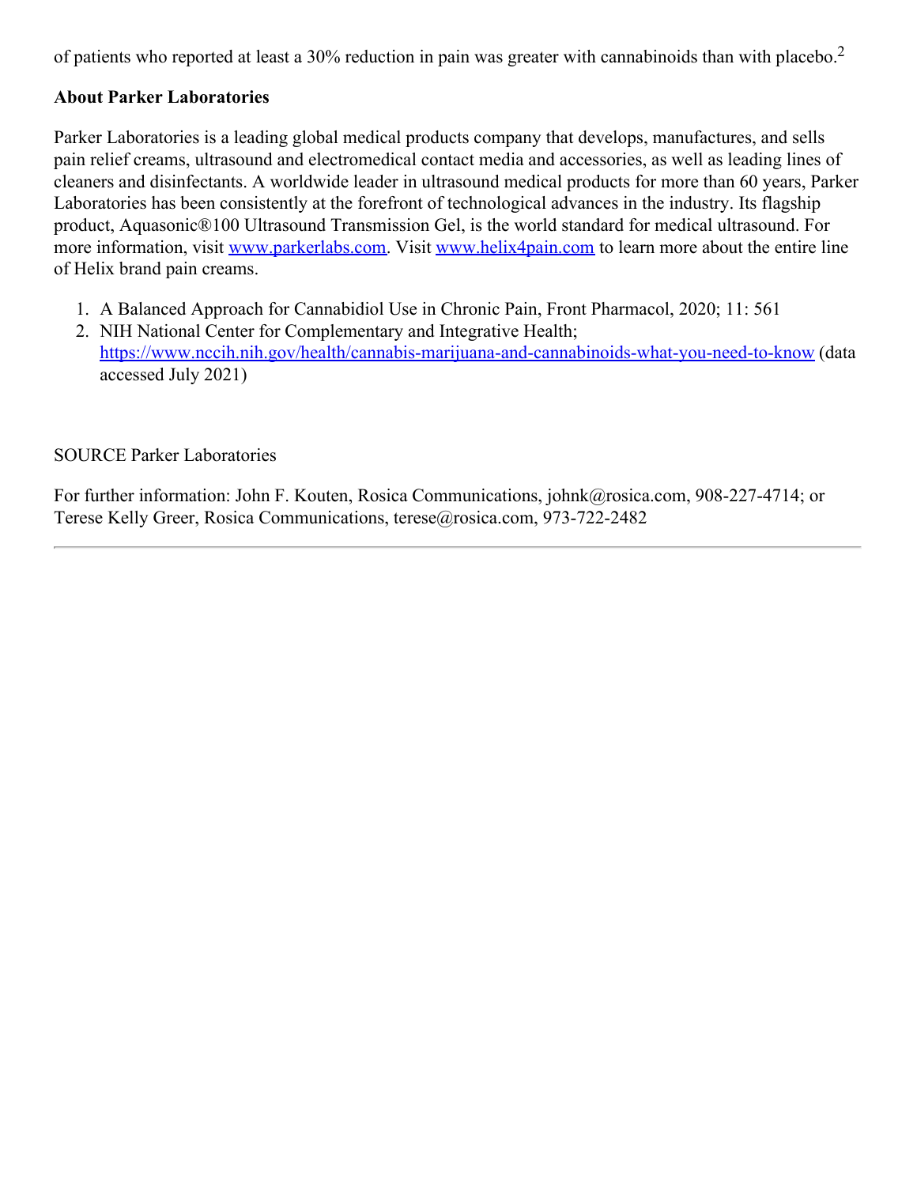of patients who reported at least a 30% reduction in pain was greater with cannabinoids than with placebo.[2]

**About Parker Laboratories**

Parker Laboratories is a leading global medical products company that develops, manufactures, and sells pain relief creams, ultrasound and electromedical contact media and accessories, as well as leading lines of cleaners and disinfectants. A worldwide leader in ultrasound medical products for more than 60 years, Parker Laboratories has been consistently at the forefront of technological advances in the industry. Its flagship product, Aquasonic®100 Ultrasound Transmission Gel, is the world standard for medical ultrasound. For more information, visit www.parkerlabs.com. Visit www.helix4pain.com to learn more about the entire line of Helix brand pain creams.

1. A Balanced Approach for Cannabidiol Use in Chronic Pain, Front Pharmacol, 2020; 11: 561
2. NIH National Center for Complementary and Integrative Health; https://www.nccih.nih.gov/health/cannabis-marijuana-and-cannabinoids-what-you-need-to-know (data accessed July 2021)

SOURCE Parker Laboratories

For further information: John F. Kouten, Rosica Communications, johnk@rosica.com, 908-227-4714; or Terese Kelly Greer, Rosica Communications, terese@rosica.com, 973-722-2482